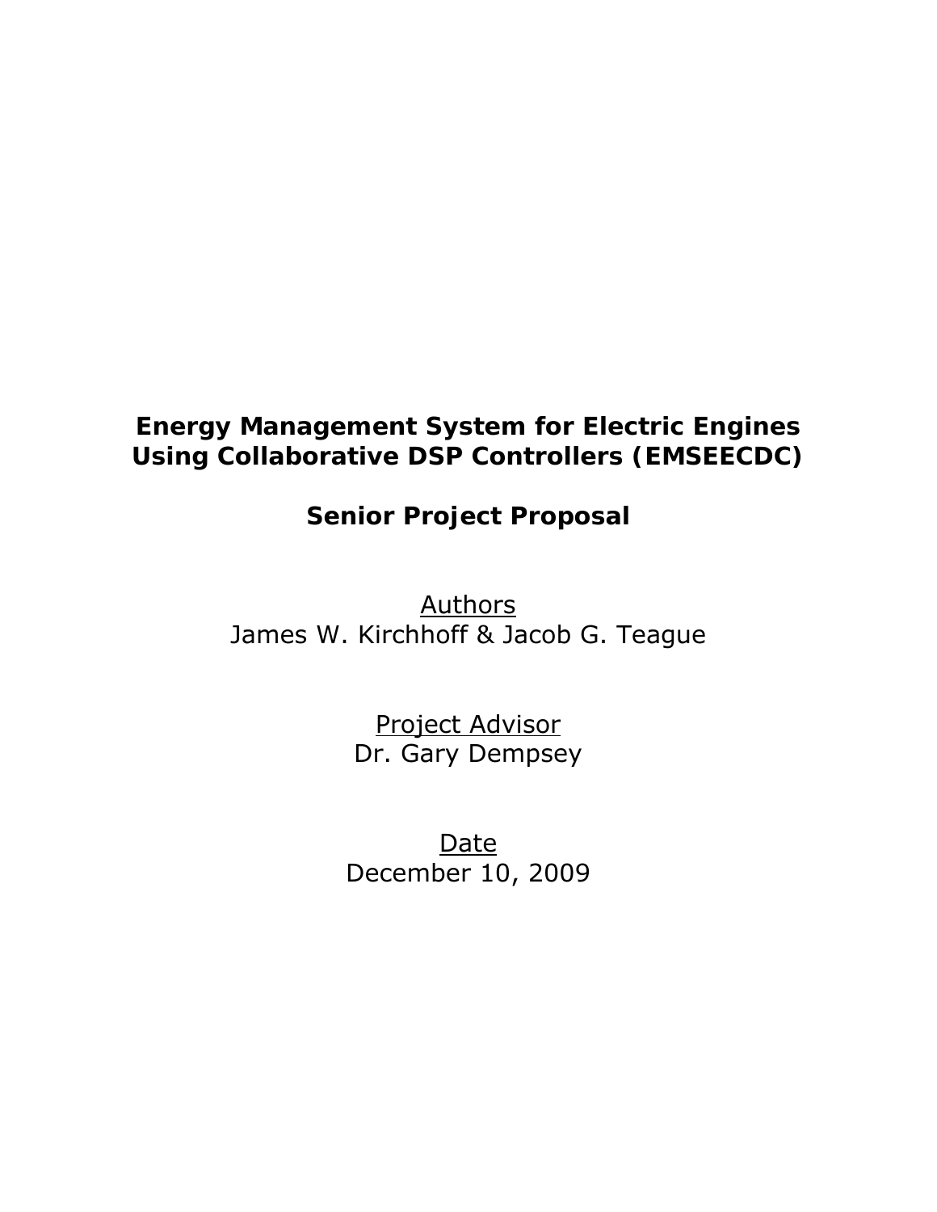# Energy Management System for Electric Engines Using Collaborative DSP Controllers (EMSEECDC)

## Senior Project Proposal

Authors

James W. Kirchhoff & Jacob G. Teague

Project Advisor

Dr. Gary Dempsey

Date

December 10, 2009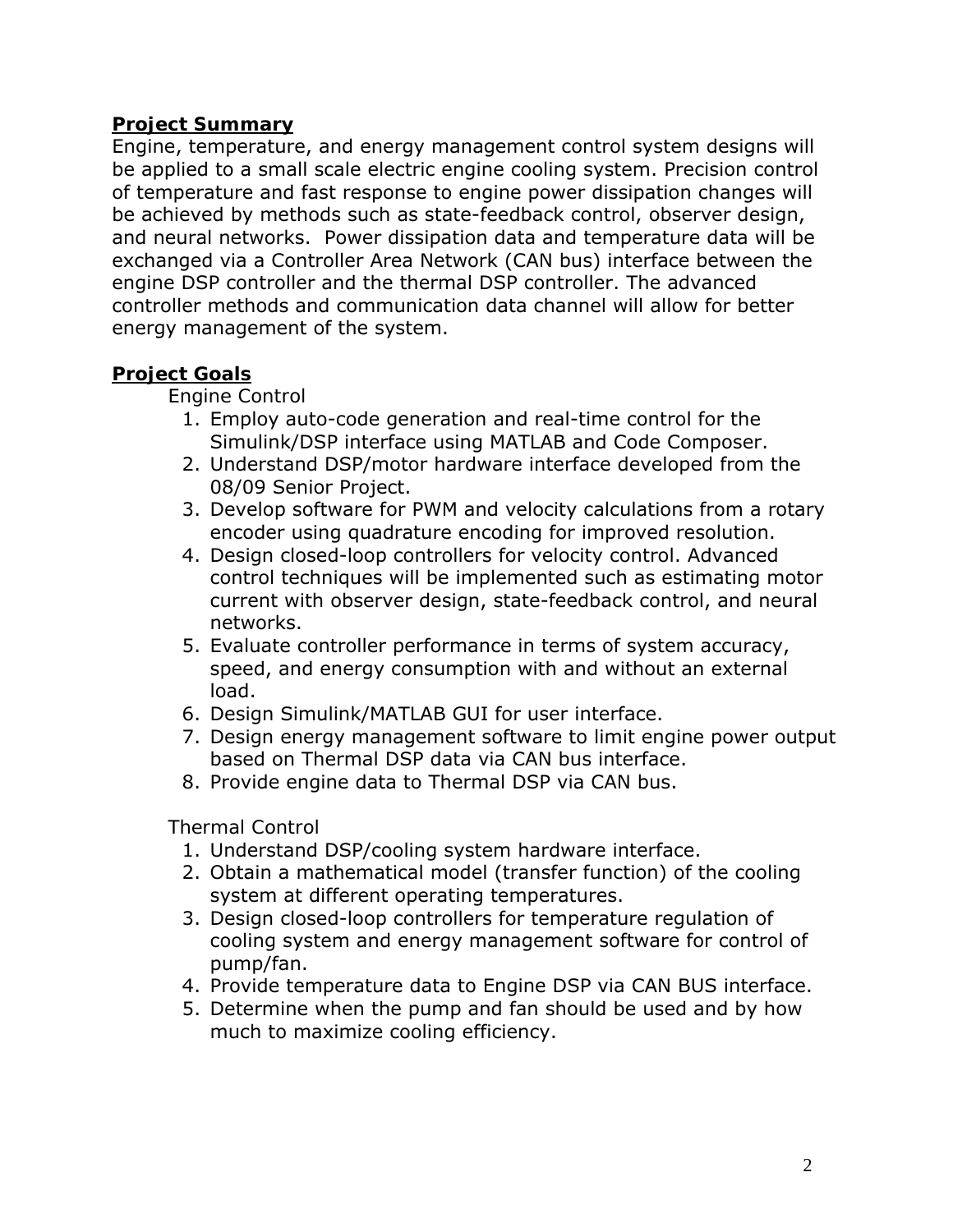## Project Summary

Engine, temperature, and energy management control system designs will be applied to a small scale electric engine cooling system. Precision control of temperature and fast response to engine power dissipation changes will be achieved by methods such as state-feedback control, observer design, and neural networks. Power dissipation data and temperature data will be exchanged via a Controller Area Network (CAN bus) interface between the engine DSP controller and the thermal DSP controller. The advanced controller methods and communication data channel will allow for better energy management of the system.

## Project Goals

Engine Control

1. Employ auto-code generation and real-time control for the Simulink/DSP interface using MATLAB and Code Composer.
2. Understand DSP/motor hardware interface developed from the 08/09 Senior Project.
3. Develop software for PWM and velocity calculations from a rotary encoder using quadrature encoding for improved resolution.
4. Design closed-loop controllers for velocity control. Advanced control techniques will be implemented such as estimating motor current with observer design, state-feedback control, and neural networks.
5. Evaluate controller performance in terms of system accuracy, speed, and energy consumption with and without an external load.
6. Design Simulink/MATLAB GUI for user interface.
7. Design energy management software to limit engine power output based on Thermal DSP data via CAN bus interface.
8. Provide engine data to Thermal DSP via CAN bus.

Thermal Control

1. Understand DSP/cooling system hardware interface.
2. Obtain a mathematical model (transfer function) of the cooling system at different operating temperatures.
3. Design closed-loop controllers for temperature regulation of cooling system and energy management software for control of pump/fan.
4. Provide temperature data to Engine DSP via CAN BUS interface.
5. Determine when the pump and fan should be used and by how much to maximize cooling efficiency.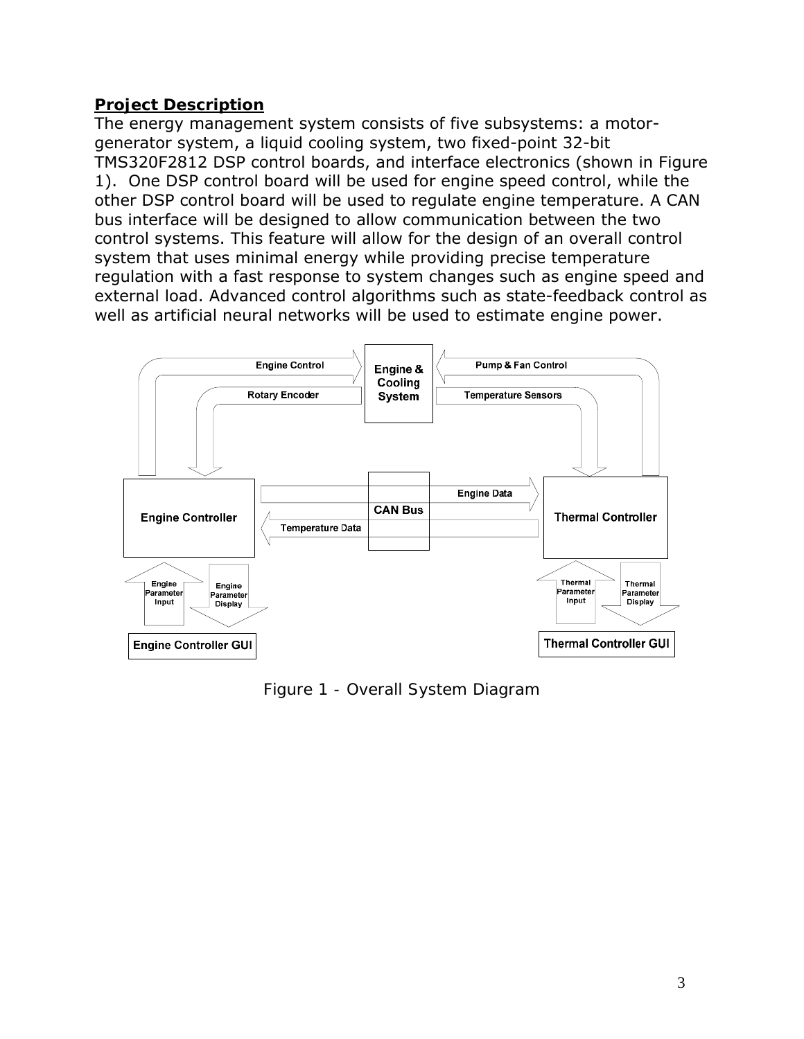## **Project Description**

The energy management system consists of five subsystems: a motor-generator system, a liquid cooling system, two fixed-point 32-bit TMS320F2812 DSP control boards, and interface electronics (shown in Figure 1). One DSP control board will be used for engine speed control, while the other DSP control board will be used to regulate engine temperature. A CAN bus interface will be designed to allow communication between the two control systems. This feature will allow for the design of an overall control system that uses minimal energy while providing precise temperature regulation with a fast response to system changes such as engine speed and external load. Advanced control algorithms such as state-feedback control as well as artificial neural networks will be used to estimate engine power.

Figure 1 - Overall System Diagram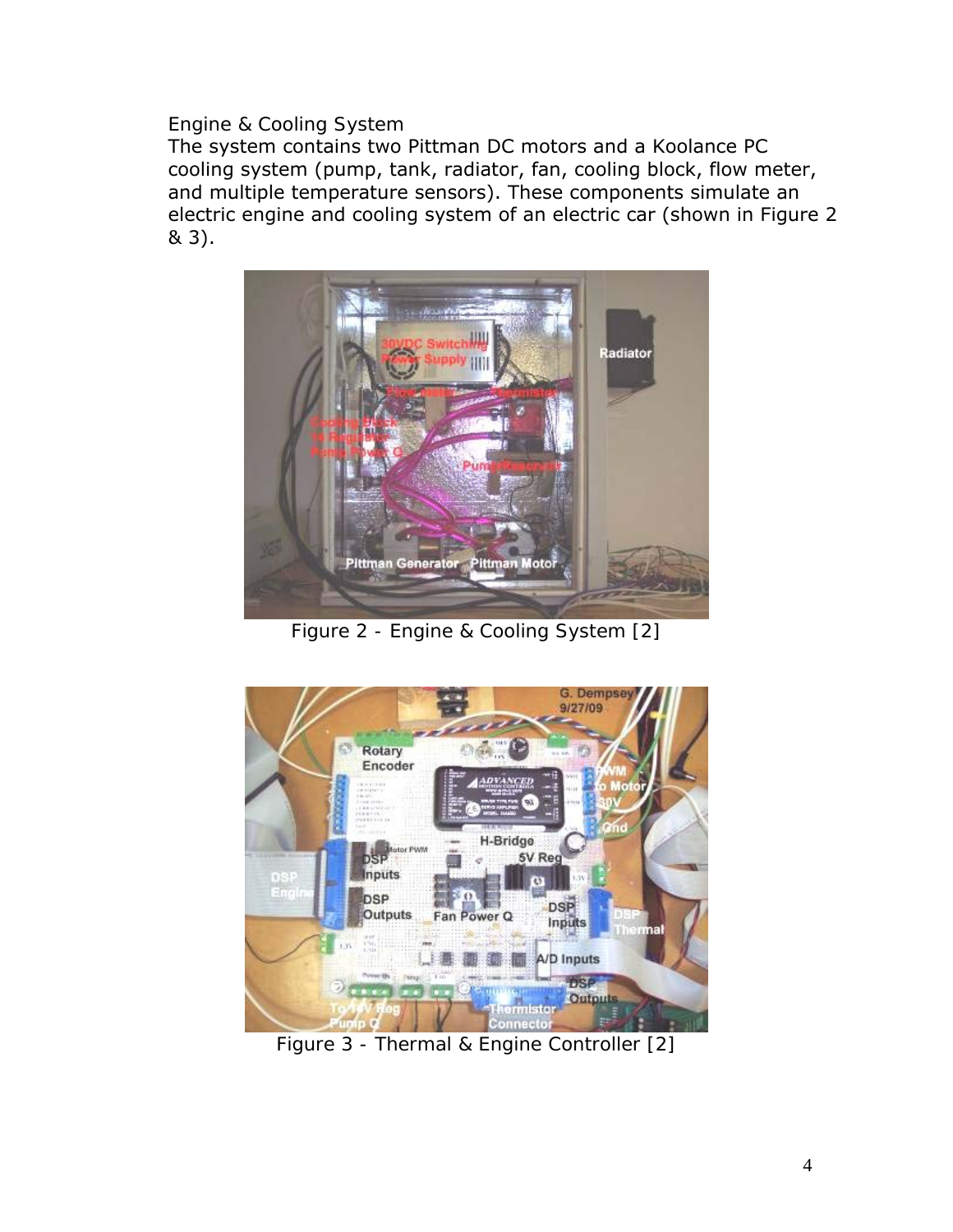Engine & Cooling System

The system contains two Pittman DC motors and a Koolance PC cooling system (pump, tank, radiator, fan, cooling block, flow meter, and multiple temperature sensors). These components simulate an electric engine and cooling system of an electric car (shown in Figure 2 & 3).

Figure 2 - Engine & Cooling System [2]

Figure 3 - Thermal & Engine Controller [2]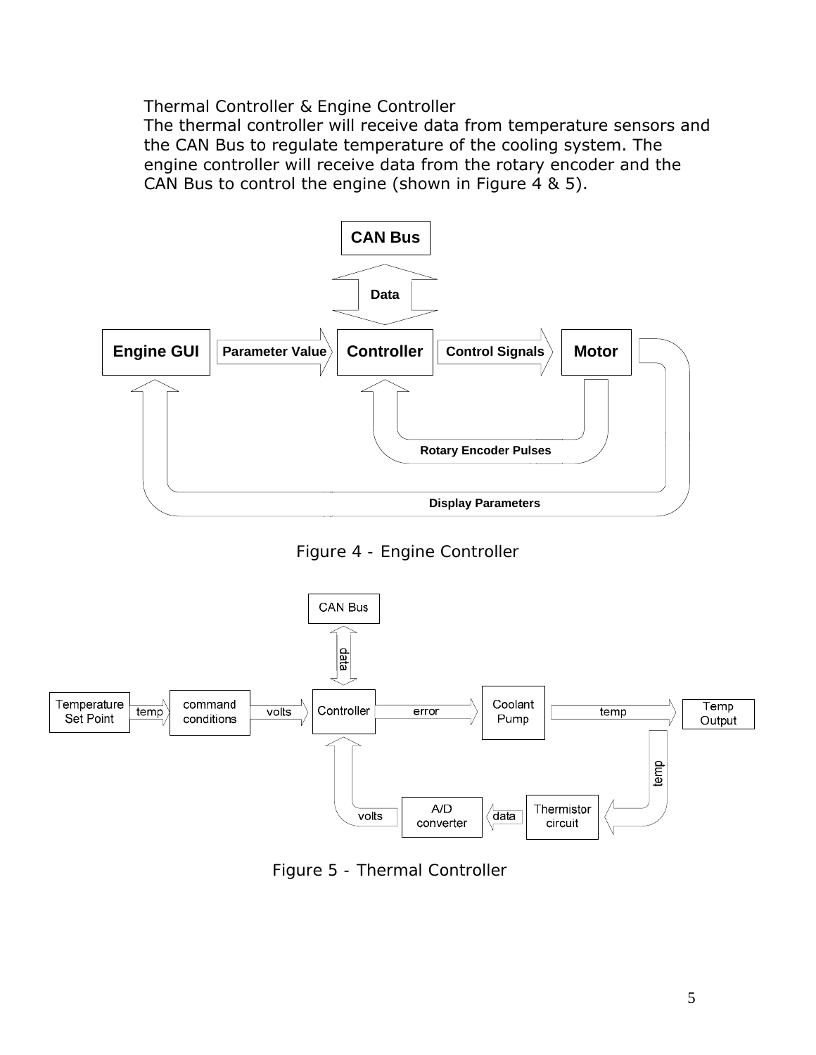Thermal Controller & Engine Controller

The thermal controller will receive data from temperature sensors and the CAN Bus to regulate temperature of the cooling system. The engine controller will receive data from the rotary encoder and the CAN Bus to control the engine (shown in Figure 4 & 5).

Figure 4 - Engine Controller

Figure 5 - Thermal Controller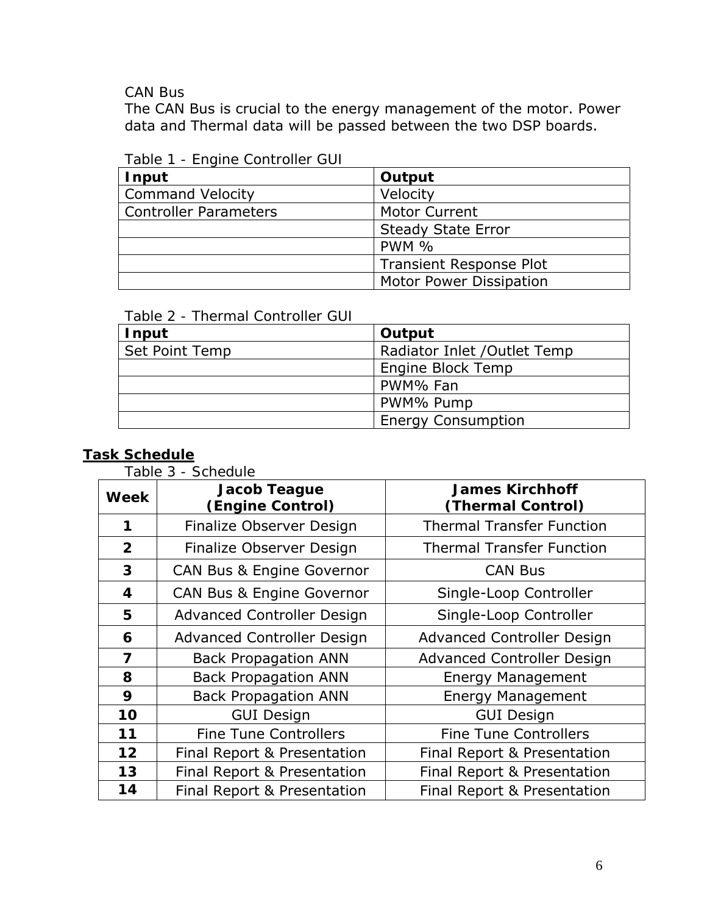CAN Bus

The CAN Bus is crucial to the energy management of the motor. Power data and Thermal data will be passed between the two DSP boards.

Table 1 - Engine Controller GUI

| Input | Output |
|---|---|
| Command Velocity | Velocity |
| Controller Parameters | Motor Current |
| | Steady State Error |
| | PWM % |
| | Transient Response Plot |
| | Motor Power Dissipation |

Table 2 - Thermal Controller GUI

| Input | Output |
|---|---|
| Set Point Temp | Radiator Inlet /Outlet Temp |
| | Engine Block Temp |
| | PWM% Fan |
| | PWM% Pump |
| | Energy Consumption |

## Task Schedule

Table 3 - Schedule

| Week | Jacob Teague (Engine Control) | James Kirchhoff (Thermal Control) |
|---|---|---|
| 1 | Finalize Observer Design | Thermal Transfer Function |
| 2 | Finalize Observer Design | Thermal Transfer Function |
| 3 | CAN Bus & Engine Governor | CAN Bus |
| 4 | CAN Bus & Engine Governor | Single-Loop Controller |
| 5 | Advanced Controller Design | Single-Loop Controller |
| 6 | Advanced Controller Design | Advanced Controller Design |
| 7 | Back Propagation ANN | Advanced Controller Design |
| 8 | Back Propagation ANN | Energy Management |
| 9 | Back Propagation ANN | Energy Management |
| 10 | GUI Design | GUI Design |
| 11 | Fine Tune Controllers | Fine Tune Controllers |
| 12 | Final Report & Presentation | Final Report & Presentation |
| 13 | Final Report & Presentation | Final Report & Presentation |
| 14 | Final Report & Presentation | Final Report & Presentation |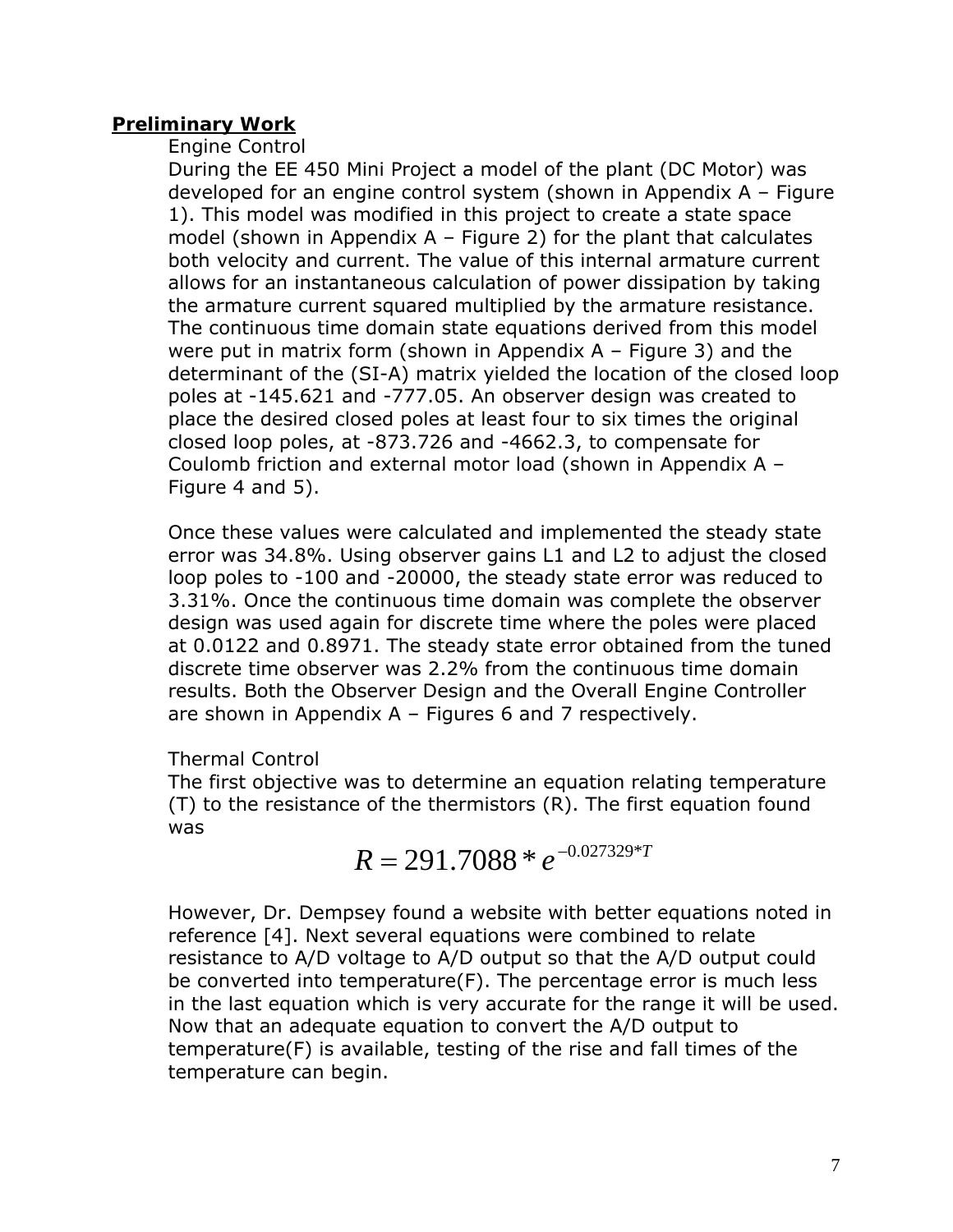**<u>Preliminary Work</u>**

Engine Control

During the EE 450 Mini Project a model of the plant (DC Motor) was developed for an engine control system (shown in Appendix A – Figure 1). This model was modified in this project to create a state space model (shown in Appendix A – Figure 2) for the plant that calculates both velocity and current. The value of this internal armature current allows for an instantaneous calculation of power dissipation by taking the armature current squared multiplied by the armature resistance. The continuous time domain state equations derived from this model were put in matrix form (shown in Appendix A – Figure 3) and the determinant of the (SI-A) matrix yielded the location of the closed loop poles at -145.621 and -777.05. An observer design was created to place the desired closed poles at least four to six times the original closed loop poles, at -873.726 and -4662.3, to compensate for Coulomb friction and external motor load (shown in Appendix A – Figure 4 and 5).

Once these values were calculated and implemented the steady state error was 34.8%. Using observer gains L1 and L2 to adjust the closed loop poles to -100 and -20000, the steady state error was reduced to 3.31%. Once the continuous time domain was complete the observer design was used again for discrete time where the poles were placed at 0.0122 and 0.8971. The steady state error obtained from the tuned discrete time observer was 2.2% from the continuous time domain results. Both the Observer Design and the Overall Engine Controller are shown in Appendix A – Figures 6 and 7 respectively.

Thermal Control

The first objective was to determine an equation relating temperature (T) to the resistance of the thermistors (R). The first equation found was

$$R = 291.7088 * e^{-0.027329*T}$$

However, Dr. Dempsey found a website with better equations noted in reference [4]. Next several equations were combined to relate resistance to A/D voltage to A/D output so that the A/D output could be converted into temperature(F). The percentage error is much less in the last equation which is very accurate for the range it will be used. Now that an adequate equation to convert the A/D output to temperature(F) is available, testing of the rise and fall times of the temperature can begin.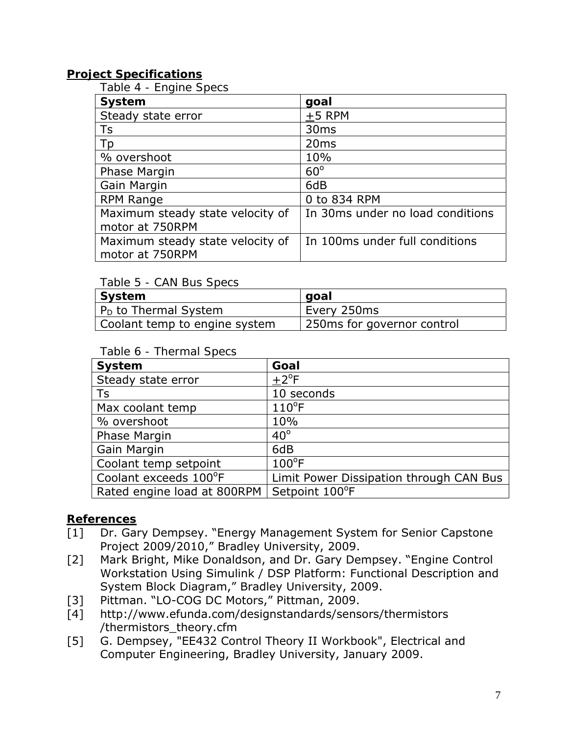## Project Specifications

Table 4 - Engine Specs

| System | goal |
|---|---|
| Steady state error | $\pm$5 RPM |
| Ts | 30ms |
| Tp | 20ms |
| % overshoot | 10% |
| Phase Margin | $60^{o}$ |
| Gain Margin | 6dB |
| RPM Range | 0 to 834 RPM |
| Maximum steady state velocity of motor at 750RPM | In 30ms under no load conditions |
| Maximum steady state velocity of motor at 750RPM | In 100ms under full conditions |

Table 5 - CAN Bus Specs

| System | goal |
|---|---|
| $P_D$ to Thermal System | Every 250ms |
| Coolant temp to engine system | 250ms for governor control |

Table 6 - Thermal Specs

| System | Goal |
|---|---|
| Steady state error | $\pm 2^{o}$F |
| Ts | 10 seconds |
| Max coolant temp | $110^{o}$F |
| % overshoot | 10% |
| Phase Margin | $40^{o}$ |
| Gain Margin | 6dB |
| Coolant temp setpoint | $100^{o}$F |
| Coolant exceeds $100^{o}$F | Limit Power Dissipation through CAN Bus |
| Rated engine load at 800RPM | Setpoint $100^{o}$F |

## References

[1] Dr. Gary Dempsey. "Energy Management System for Senior Capstone Project 2009/2010," Bradley University, 2009.

[2] Mark Bright, Mike Donaldson, and Dr. Gary Dempsey. "Engine Control Workstation Using Simulink / DSP Platform: Functional Description and System Block Diagram," Bradley University, 2009.

[3] Pittman. "LO-COG DC Motors," Pittman, 2009.

[4] http://www.efunda.com/designstandards/sensors/thermistors /thermistors_theory.cfm

[5] G. Dempsey, "EE432 Control Theory II Workbook", Electrical and Computer Engineering, Bradley University, January 2009.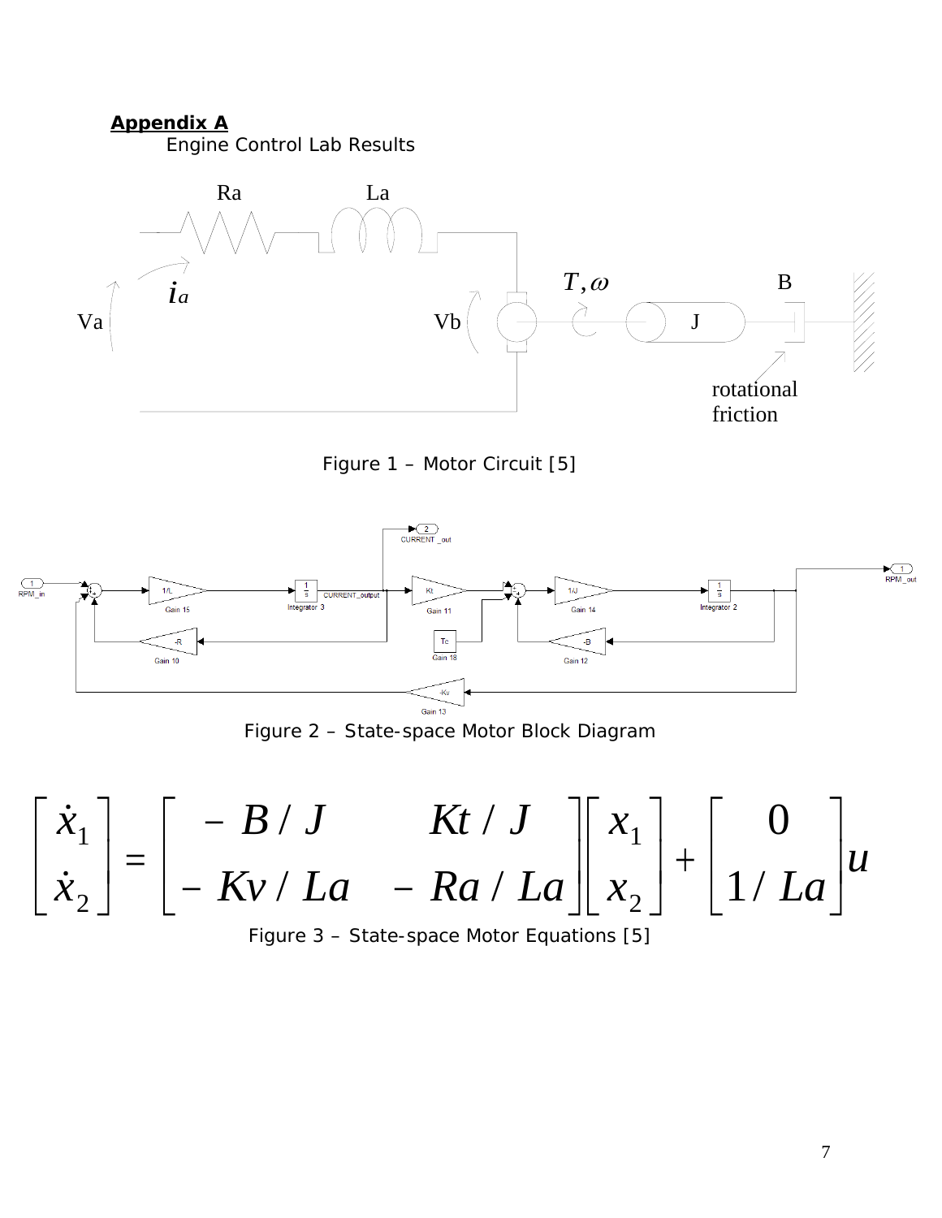**Appendix A**

Engine Control Lab Results

Figure 1 – Motor Circuit [5]

Figure 2 – State-space Motor Block Diagram

$$\begin{bmatrix} \dot{x}_1 \\ \dot{x}_2 \end{bmatrix} = \begin{bmatrix} -B/J & Kt/J \\ -Kv/La & -Ra/La \end{bmatrix} \begin{bmatrix} x_1 \\ x_2 \end{bmatrix} + \begin{bmatrix} 0 \\ 1/La \end{bmatrix} u$$

Figure 3 – State-space Motor Equations [5]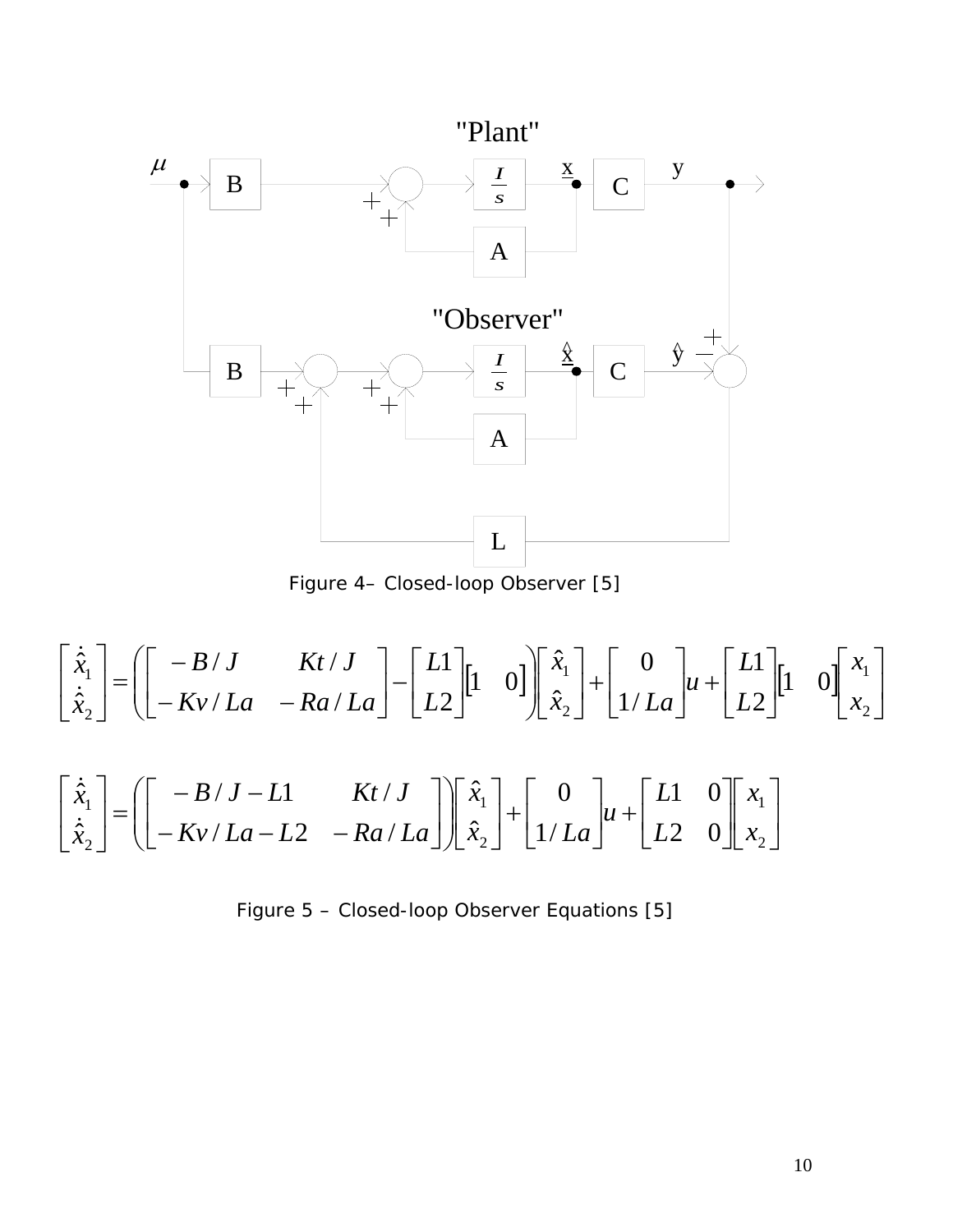Figure 4– Closed-loop Observer [5]

$$
\begin{bmatrix} \dot{\hat{x}}_1 \\ \dot{\hat{x}}_2 \end{bmatrix} = \left( \begin{bmatrix} -B/J & Kt/J \\ -Kv/La & -Ra/La \end{bmatrix} - \begin{bmatrix} L1 \\ L2 \end{bmatrix} \begin{bmatrix} 1 & 0 \end{bmatrix} \right) \begin{bmatrix} \hat{x}_1 \\ \hat{x}_2 \end{bmatrix} + \begin{bmatrix} 0 \\ 1/La \end{bmatrix} u + \begin{bmatrix} L1 \\ L2 \end{bmatrix} \begin{bmatrix} 1 & 0 \end{bmatrix} \begin{bmatrix} x_1 \\ x_2 \end{bmatrix}
$$

$$
\begin{bmatrix} \dot{\hat{x}}_1 \\ \dot{\hat{x}}_2 \end{bmatrix} = \left( \begin{bmatrix} -B/J - L1 & Kt/J \\ -Kv/La - L2 & -Ra/La \end{bmatrix} \right) \begin{bmatrix} \hat{x}_1 \\ \hat{x}_2 \end{bmatrix} + \begin{bmatrix} 0 \\ 1/La \end{bmatrix} u + \begin{bmatrix} L1 & 0 \\ L2 & 0 \end{bmatrix} \begin{bmatrix} x_1 \\ x_2 \end{bmatrix}
$$

Figure 5 – Closed-loop Observer Equations [5]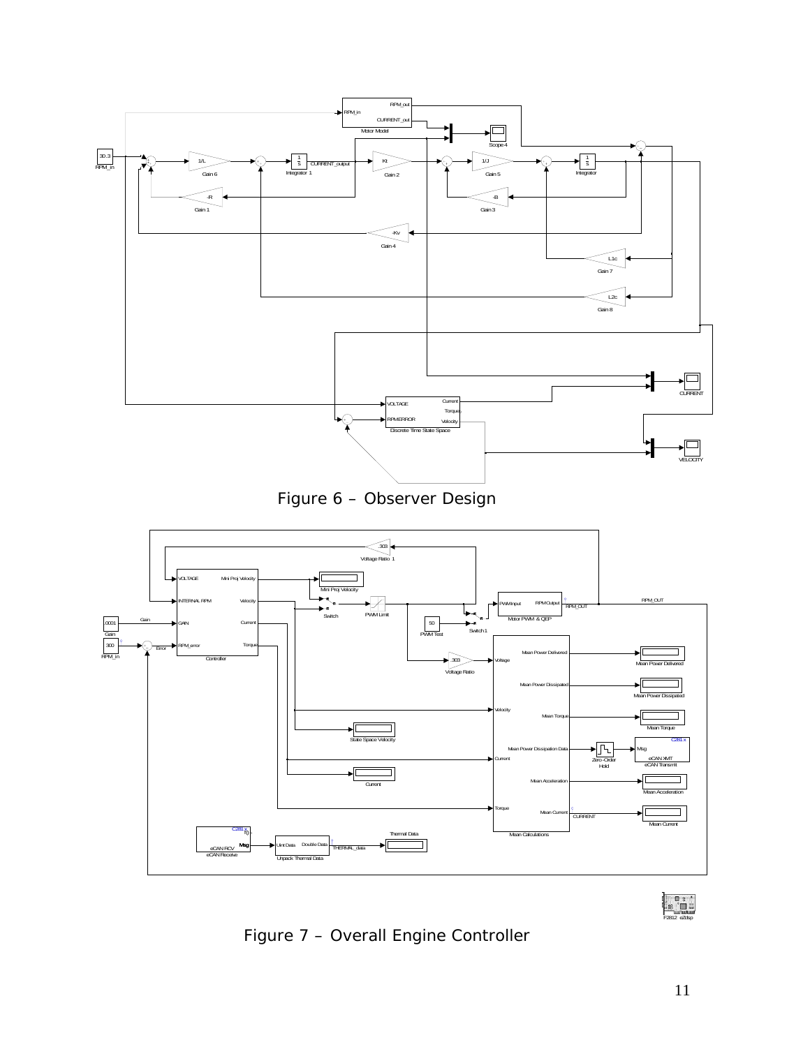Figure 6 – Observer Design

Figure 7 – Overall Engine Controller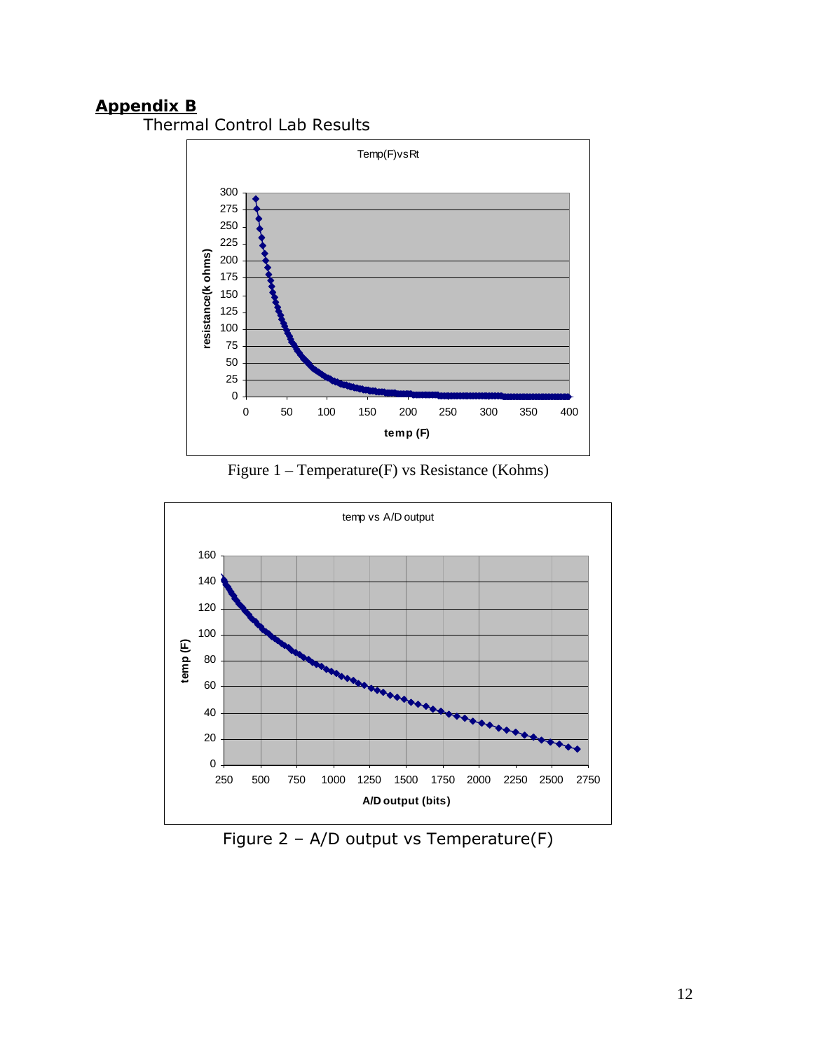## Appendix B

Thermal Control Lab Results

Figure 1 – Temperature(F) vs Resistance (Kohms)

Figure 2 – A/D output vs Temperature(F)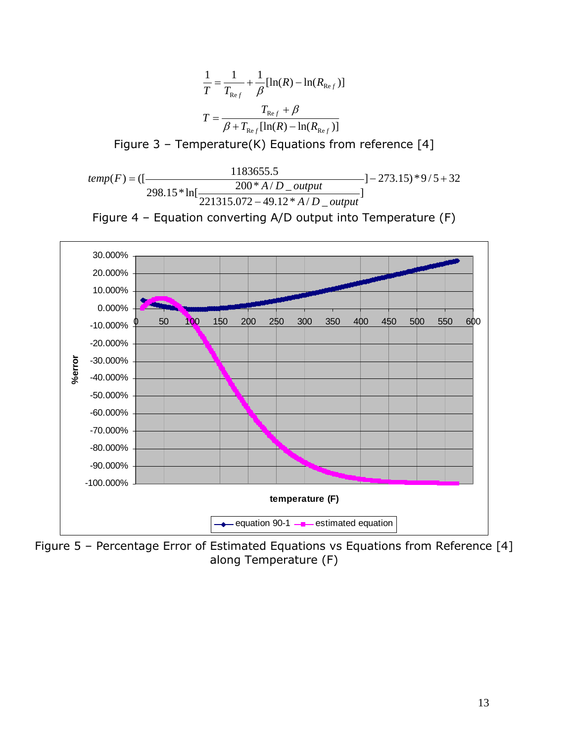$$\frac{1}{T} = \frac{1}{T_{\mathrm{Re}f}} + \frac{1}{\beta}[\ln(R) - \ln(R_{\mathrm{Re}f})]$$

$$T = \frac{T_{\mathrm{Re}f} + \beta}{\beta + T_{\mathrm{Re}f}[\ln(R) - \ln(R_{\mathrm{Re}f})]}$$

Figure 3 – Temperature(K) Equations from reference [4]

$$temp(F) = ([\frac{1183655.5}{298.15 * \ln[\frac{200 * A/D\_output}{221315.072 - 49.12 * A/D\_output}]}] - 273.15) * 9/5 + 32$$

Figure 4 – Equation converting A/D output into Temperature (F)

Figure 5 – Percentage Error of Estimated Equations vs Equations from Reference [4] along Temperature (F)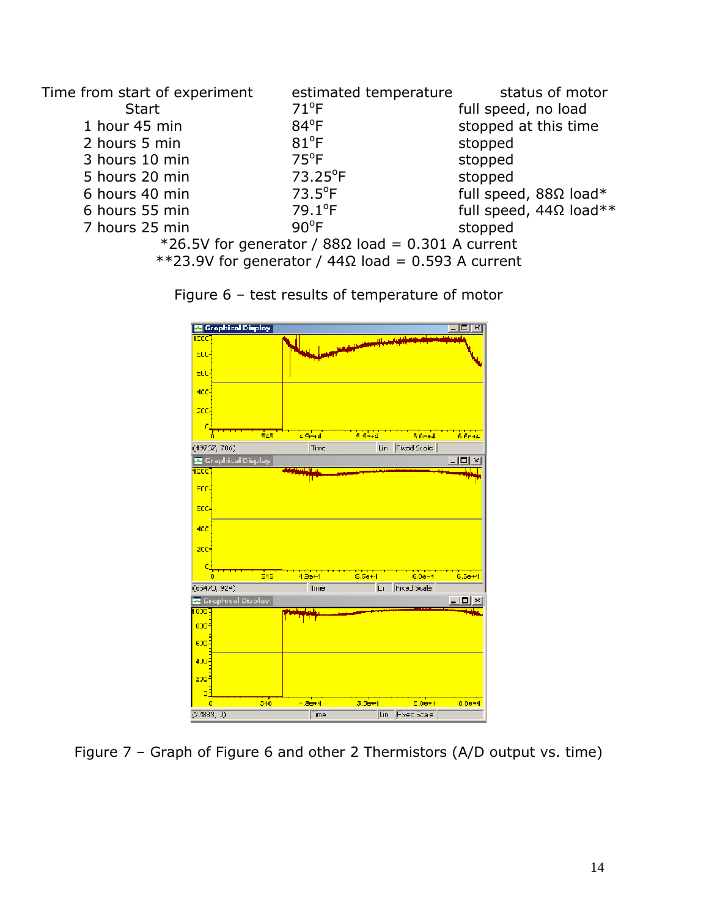| Time from start of experiment | estimated temperature | status of motor |
| --- | --- | --- |
| Start | 71°F | full speed, no load |
| 1 hour 45 min | 84°F | stopped at this time |
| 2 hours 5 min | 81°F | stopped |
| 3 hours 10 min | 75°F | stopped |
| 5 hours 20 min | 73.25°F | stopped |
| 6 hours 40 min | 73.5°F | full speed, 88Ω load* |
| 6 hours 55 min | 79.1°F | full speed, 44Ω load** |
| 7 hours 25 min | 90°F | stopped |

*26.5V for generator / 88Ω load = 0.301 A current

**23.9V for generator / 44Ω load = 0.593 A current

Figure 6 – test results of temperature of motor

Figure 7 – Graph of Figure 6 and other 2 Thermistors (A/D output vs. time)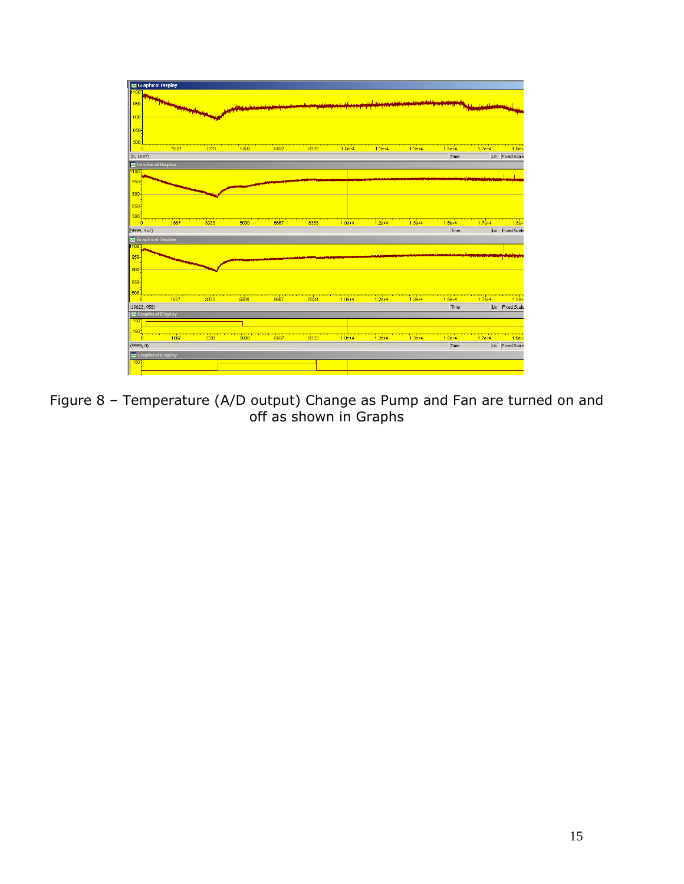Graphical Display

1100
950
800
650
500

0 1667 3333 5000 6667 8333 1.0e+4 1.2e+4 1.3e+4 1.5e+4 1.7e+4 1.8e+

(0, 1037) Time Lin Fixed Scale

Graphical Display

1100
950
800
650
500

0 1667 3333 5000 6667 8333 1.0e+4 1.2e+4 1.3e+4 1.5e+4 1.7e+4 1.8e+

(9999, 967) Time Lin Fixed Scale

Graphical Display

1100
950
800
650
500

0 1667 3333 5000 6667 8333 1.0e+4 1.2e+4 1.3e+4 1.5e+4 1.7e+4 1.8e+

(16628, 958) Time Lin Fixed Scale

Graphical Display

150
-150

0 1667 3333 5000 6667 8333 1.0e+4 1.2e+4 1.3e+4 1.5e+4 1.7e+4 1.8e+

(9999, 0) Time Lin Fixed Scale

Graphical Display

150

Figure 8 – Temperature (A/D output) Change as Pump and Fan are turned on and off as shown in Graphs